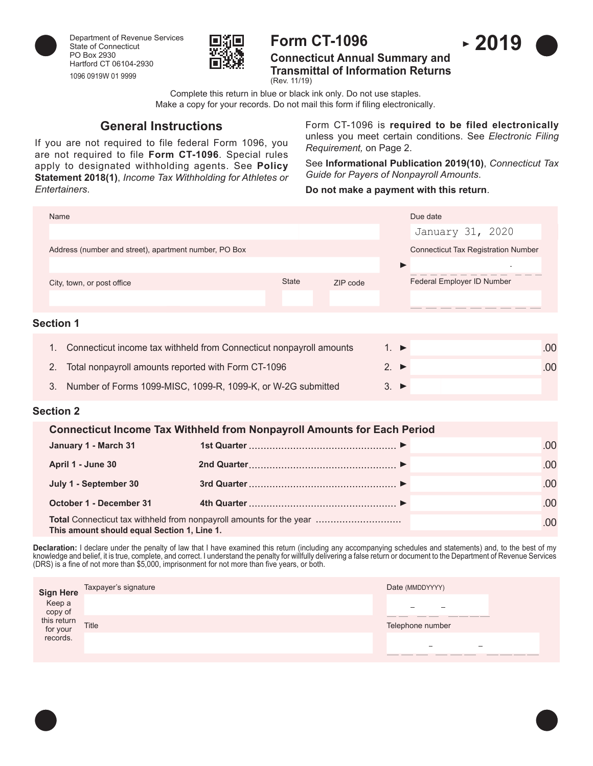Department of Revenue Services
State of Connecticut
PO Box 2930
Hartford CT 06104-2930

1096 0919W 01 9999

# Form CT-1096

## Connecticut Annual Summary and Transmittal of Information Returns

(Rev. 11/19)

► **2019**

Complete this return in blue or black ink only. Do not use staples.
Make a copy for your records. Do not mail this form if filing electronically.

## General Instructions

If you are not required to file federal Form 1096, you are not required to file **Form CT-1096**. Special rules apply to designated withholding agents. See **Policy Statement 2018(1)**, *Income Tax Withholding for Athletes or Entertainers*.

Form CT-1096 is **required to be filed electronically** unless you meet certain conditions. See *Electronic Filing Requirement,* on Page 2.

See **Informational Publication 2019(10)**, *Connecticut Tax Guide for Payers of Nonpayroll Amounts*.

**Do not make a payment with this return**.

| | |
|---|---|
| Name | Due date: January 31, 2020 |
| Address (number and street), apartment number, PO Box | ► Connecticut Tax Registration Number |
| City, town, or post office / State / ZIP code | Federal Employer ID Number |

### Section 1

| | | | |
|---|---|---|---|
| 1. | Connecticut income tax withheld from Connecticut nonpayroll amounts | 1. ► | .00 |
| 2. | Total nonpayroll amounts reported with Form CT-1096 | 2. ► | .00 |
| 3. | Number of Forms 1099-MISC, 1099-R, 1099-K, or W-2G submitted | 3. ► | |

### Section 2

**Connecticut Income Tax Withheld from Nonpayroll Amounts for Each Period**

| | | |
|---|---|---|
| **January 1 - March 31** | **1st Quarter** ► | .00 |
| **April 1 - June 30** | **2nd Quarter** ► | .00 |
| **July 1 - September 30** | **3rd Quarter** ► | .00 |
| **October 1 - December 31** | **4th Quarter** ► | .00 |
| **Total** Connecticut tax withheld from nonpayroll amounts for the year **This amount should equal Section 1, Line 1.** | | .00 |

**Declaration:** I declare under the penalty of law that I have examined this return (including any accompanying schedules and statements) and, to the best of my knowledge and belief, it is true, complete, and correct. I understand the penalty for willfully delivering a false return or document to the Department of Revenue Services (DRS) is a fine of not more than $5,000, imprisonment for not more than five years, or both.

| | | |
|---|---|---|
| **Sign Here** Keep a copy of this return for your records. | Taxpayer's signature | Date (MMDDYYYY) |
| | Title | Telephone number |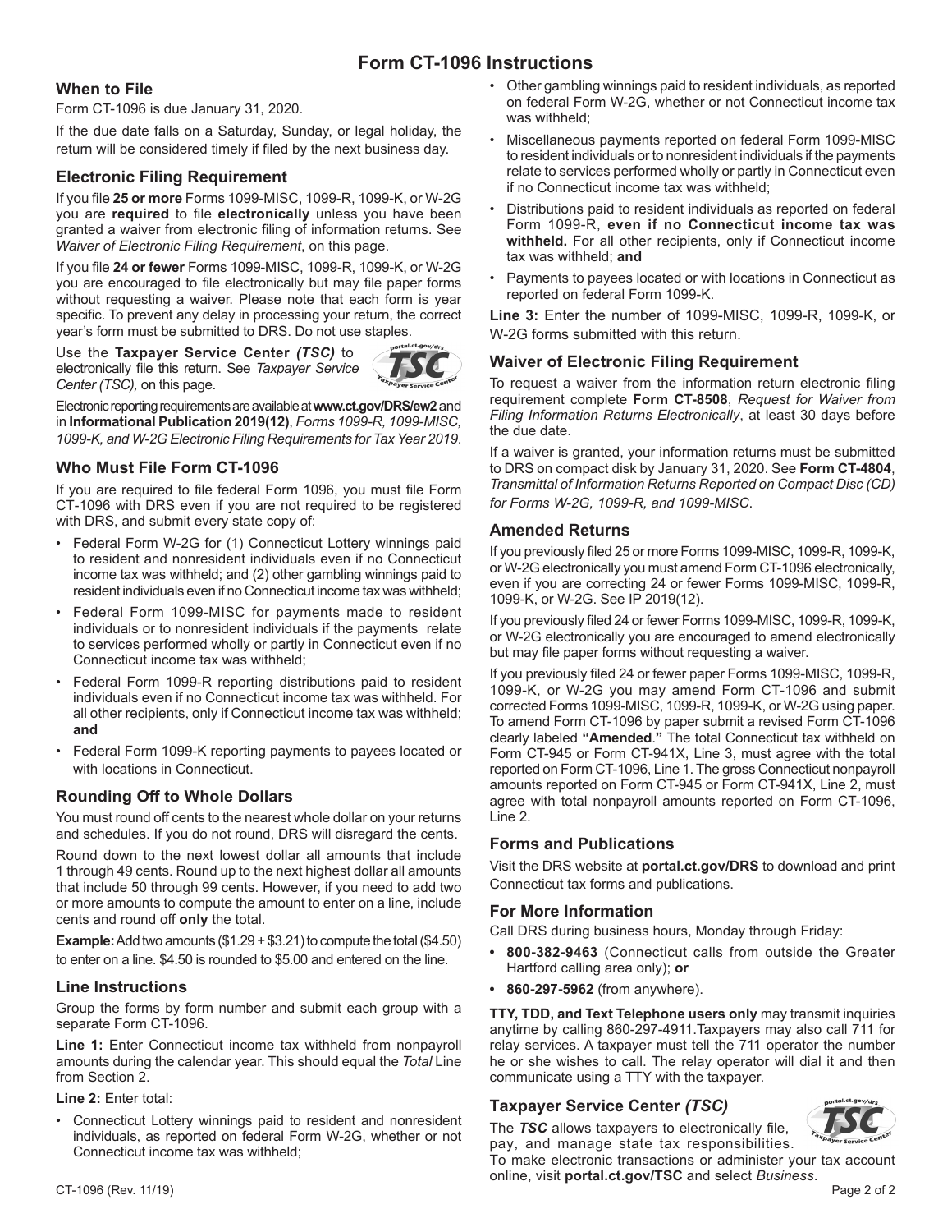# Form CT-1096 Instructions

## When to File

Form CT-1096 is due January 31, 2020.

If the due date falls on a Saturday, Sunday, or legal holiday, the return will be considered timely if filed by the next business day.

## Electronic Filing Requirement

If you file **25 or more** Forms 1099-MISC, 1099-R, 1099-K, or W-2G you are **required** to file **electronically** unless you have been granted a waiver from electronic filing of information returns. See *Waiver of Electronic Filing Requirement*, on this page.

If you file **24 or fewer** Forms 1099-MISC, 1099-R, 1099-K, or W-2G you are encouraged to file electronically but may file paper forms without requesting a waiver. Please note that each form is year specific. To prevent any delay in processing your return, the correct year's form must be submitted to DRS. Do not use staples.

Use the **Taxpayer Service Center** ***(TSC)*** to electronically file this return. See *Taxpayer Service Center (TSC),* on this page.

Electronic reporting requirements are available at **www.ct.gov/DRS/ew2** and in **Informational Publication 2019(12)**, *Forms 1099-R, 1099-MISC, 1099-K, and W-2G Electronic Filing Requirements for Tax Year 2019*.

## Who Must File Form CT-1096

If you are required to file federal Form 1096, you must file Form CT-1096 with DRS even if you are not required to be registered with DRS, and submit every state copy of:

- Federal Form W-2G for (1) Connecticut Lottery winnings paid to resident and nonresident individuals even if no Connecticut income tax was withheld; and (2) other gambling winnings paid to resident individuals even if no Connecticut income tax was withheld;
- Federal Form 1099-MISC for payments made to resident individuals or to nonresident individuals if the payments relate to services performed wholly or partly in Connecticut even if no Connecticut income tax was withheld;
- Federal Form 1099-R reporting distributions paid to resident individuals even if no Connecticut income tax was withheld. For all other recipients, only if Connecticut income tax was withheld; **and**
- Federal Form 1099-K reporting payments to payees located or with locations in Connecticut.

## Rounding Off to Whole Dollars

You must round off cents to the nearest whole dollar on your returns and schedules. If you do not round, DRS will disregard the cents.

Round down to the next lowest dollar all amounts that include 1 through 49 cents. Round up to the next highest dollar all amounts that include 50 through 99 cents. However, if you need to add two or more amounts to compute the amount to enter on a line, include cents and round off **only** the total.

**Example:** Add two amounts ($1.29 + $3.21) to compute the total ($4.50) to enter on a line. $4.50 is rounded to $5.00 and entered on the line.

## Line Instructions

Group the forms by form number and submit each group with a separate Form CT-1096.

**Line 1:** Enter Connecticut income tax withheld from nonpayroll amounts during the calendar year. This should equal the *Total* Line from Section 2.

**Line 2:** Enter total:

- Connecticut Lottery winnings paid to resident and nonresident individuals, as reported on federal Form W-2G, whether or not Connecticut income tax was withheld;
- Other gambling winnings paid to resident individuals, as reported on federal Form W-2G, whether or not Connecticut income tax was withheld;
- Miscellaneous payments reported on federal Form 1099-MISC to resident individuals or to nonresident individuals if the payments relate to services performed wholly or partly in Connecticut even if no Connecticut income tax was withheld;
- Distributions paid to resident individuals as reported on federal Form 1099-R, **even if no Connecticut income tax was withheld.** For all other recipients, only if Connecticut income tax was withheld; **and**
- Payments to payees located or with locations in Connecticut as reported on federal Form 1099-K.

**Line 3:** Enter the number of 1099-MISC, 1099-R, 1099-K, or W-2G forms submitted with this return.

## Waiver of Electronic Filing Requirement

To request a waiver from the information return electronic filing requirement complete **Form CT-8508**, *Request for Waiver from Filing Information Returns Electronically*, at least 30 days before the due date.

If a waiver is granted, your information returns must be submitted to DRS on compact disk by January 31, 2020. See **Form CT-4804**, *Transmittal of Information Returns Reported on Compact Disc (CD) for Forms W-2G, 1099-R, and 1099-MISC*.

## Amended Returns

If you previously filed 25 or more Forms 1099-MISC, 1099-R, 1099-K, or W-2G electronically you must amend Form CT-1096 electronically, even if you are correcting 24 or fewer Forms 1099-MISC, 1099-R, 1099-K, or W-2G. See IP 2019(12).

If you previously filed 24 or fewer Forms 1099-MISC, 1099-R, 1099-K, or W-2G electronically you are encouraged to amend electronically but may file paper forms without requesting a waiver.

If you previously filed 24 or fewer paper Forms 1099-MISC, 1099-R, 1099-K, or W-2G you may amend Form CT-1096 and submit corrected Forms 1099-MISC, 1099-R, 1099-K, or W-2G using paper. To amend Form CT-1096 by paper submit a revised Form CT-1096 clearly labeled **"Amended**.**"** The total Connecticut tax withheld on Form CT-945 or Form CT-941X, Line 3, must agree with the total reported on Form CT-1096, Line 1. The gross Connecticut nonpayroll amounts reported on Form CT-945 or Form CT-941X, Line 2, must agree with total nonpayroll amounts reported on Form CT-1096, Line 2.

## Forms and Publications

Visit the DRS website at **portal.ct.gov/DRS** to download and print Connecticut tax forms and publications.

## For More Information

Call DRS during business hours, Monday through Friday:

- **800-382-9463** (Connecticut calls from outside the Greater Hartford calling area only); **or**
- **860-297-5962** (from anywhere).

**TTY, TDD, and Text Telephone users only** may transmit inquiries anytime by calling 860-297-4911.Taxpayers may also call 711 for relay services. A taxpayer must tell the 711 operator the number he or she wishes to call. The relay operator will dial it and then communicate using a TTY with the taxpayer.

## Taxpayer Service Center *(TSC)*

The ***TSC*** allows taxpayers to electronically file, pay, and manage state tax responsibilities. To make electronic transactions or administer your tax account online, visit **portal.ct.gov/TSC** and select *Business*.

CT-1096 (Rev. 11/19)